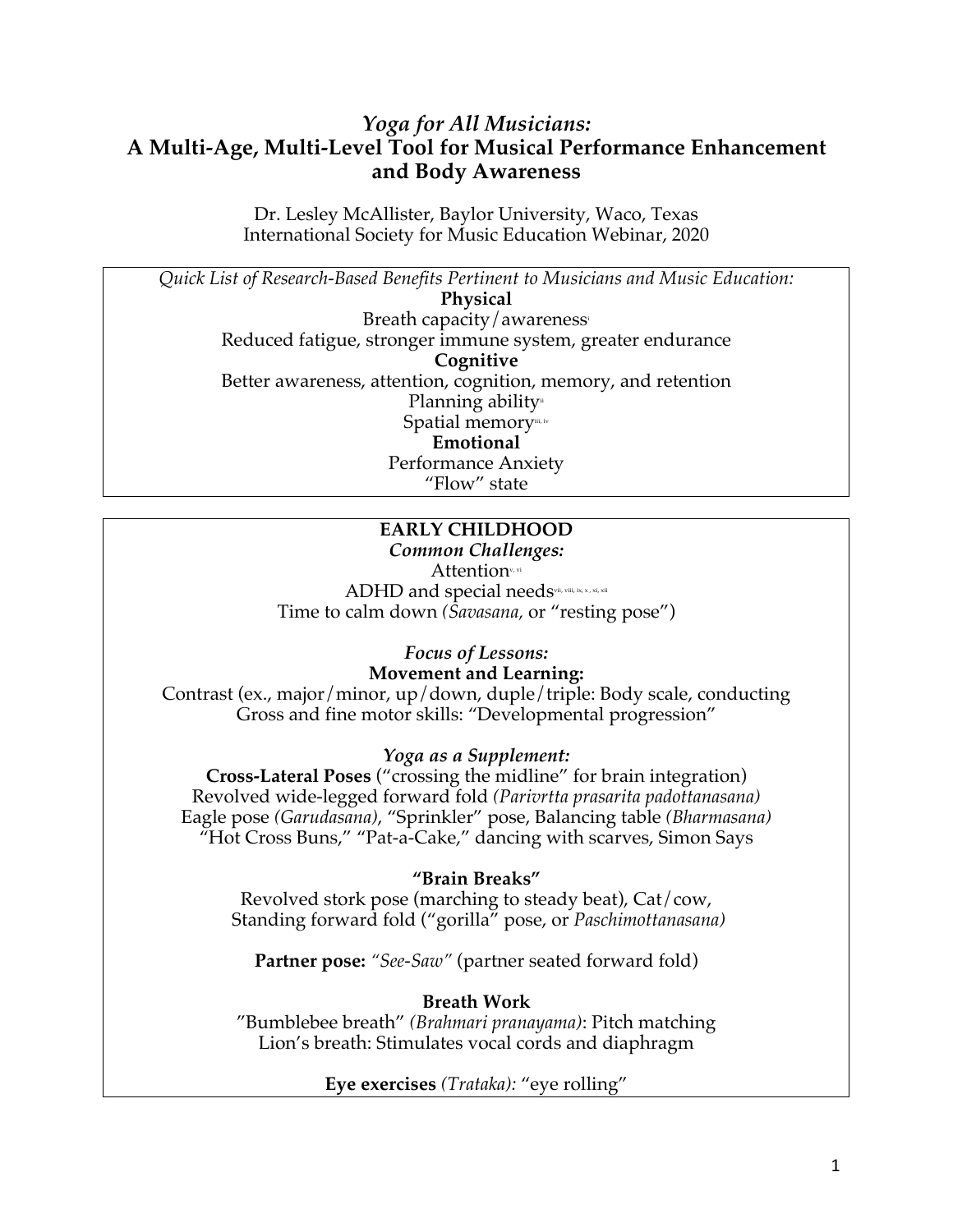# *Yoga for All Musicians:* A Multi-Age, Multi-Level Tool for Musical Performance Enhancement and Body Awareness

Dr. Lesley McAllister, Baylor University, Waco, Texas
International Society for Music Education Webinar, 2020

*Quick List of Research-Based Benefits Pertinent to Musicians and Music Education:*

**Physical**

Breath capacity/awareness[i]

Reduced fatigue, stronger immune system, greater endurance

**Cognitive**

Better awareness, attention, cognition, memory, and retention

Planning ability[ii]

Spatial memory[iii, iv]

**Emotional**

Performance Anxiety

"Flow" state

## EARLY CHILDHOOD

***Common Challenges:***

Attention[v, vi]

ADHD and special needs[vii, viii, ix, x, xi, xii]

Time to calm down *(Savasana,* or "resting pose")

***Focus of Lessons:***

**Movement and Learning:**

Contrast (ex., major/minor, up/down, duple/triple: Body scale, conducting

Gross and fine motor skills: "Developmental progression"

***Yoga as a Supplement:***

**Cross-Lateral Poses** ("crossing the midline" for brain integration)

Revolved wide-legged forward fold *(Parivrtta prasarita padottanasana)*

Eagle pose *(Garudasana)*, "Sprinkler" pose, Balancing table *(Bharmasana)*

"Hot Cross Buns," "Pat-a-Cake," dancing with scarves, Simon Says

**"Brain Breaks"**

Revolved stork pose (marching to steady beat), Cat/cow,

Standing forward fold ("gorilla" pose, or *Paschimottanasana)*

**Partner pose:** *"See-Saw"* (partner seated forward fold)

**Breath Work**

"Bumblebee breath" *(Brahmari pranayama)*: Pitch matching

Lion's breath: Stimulates vocal cords and diaphragm

**Eye exercises** *(Trataka):* "eye rolling"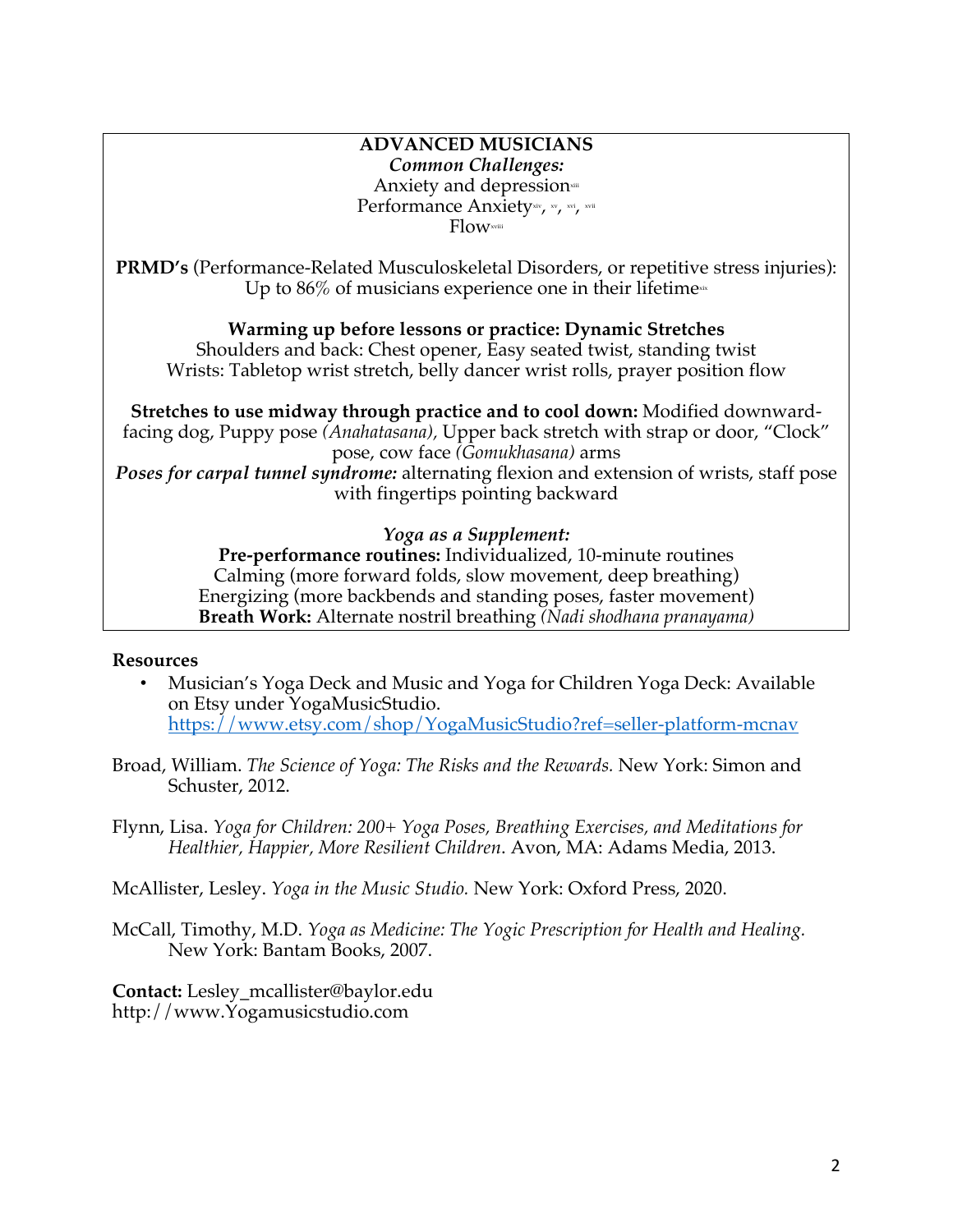**ADVANCED MUSICIANS**

***Common Challenges:***

Anxiety and depression[xiii]

Performance Anxiety[xiv], [xv], [xvi], [xvii]

Flow[xviii]

**PRMD's** (Performance-Related Musculoskeletal Disorders, or repetitive stress injuries): Up to 86% of musicians experience one in their lifetime[xix]

**Warming up before lessons or practice: Dynamic Stretches**

Shoulders and back: Chest opener, Easy seated twist, standing twist

Wrists: Tabletop wrist stretch, belly dancer wrist rolls, prayer position flow

**Stretches to use midway through practice and to cool down:** Modified downward-facing dog, Puppy pose *(Anahatasana),* Upper back stretch with strap or door, "Clock" pose, cow face *(Gomukhasana)* arms

***Poses for carpal tunnel syndrome:*** alternating flexion and extension of wrists, staff pose with fingertips pointing backward

***Yoga as a Supplement:***

**Pre-performance routines:** Individualized, 10-minute routines

Calming (more forward folds, slow movement, deep breathing)

Energizing (more backbends and standing poses, faster movement)

**Breath Work:** Alternate nostril breathing *(Nadi shodhana pranayama)*

**Resources**

- Musician's Yoga Deck and Music and Yoga for Children Yoga Deck: Available on Etsy under YogaMusicStudio. https://www.etsy.com/shop/YogaMusicStudio?ref=seller-platform-mcnav

Broad, William. *The Science of Yoga: The Risks and the Rewards.* New York: Simon and Schuster, 2012.

Flynn, Lisa. *Yoga for Children: 200+ Yoga Poses, Breathing Exercises, and Meditations for Healthier, Happier, More Resilient Children*. Avon, MA: Adams Media, 2013.

McAllister, Lesley. *Yoga in the Music Studio.* New York: Oxford Press, 2020.

McCall, Timothy, M.D. *Yoga as Medicine: The Yogic Prescription for Health and Healing.* New York: Bantam Books, 2007.

**Contact:** Lesley_mcallister@baylor.edu
http://www.Yogamusicstudio.com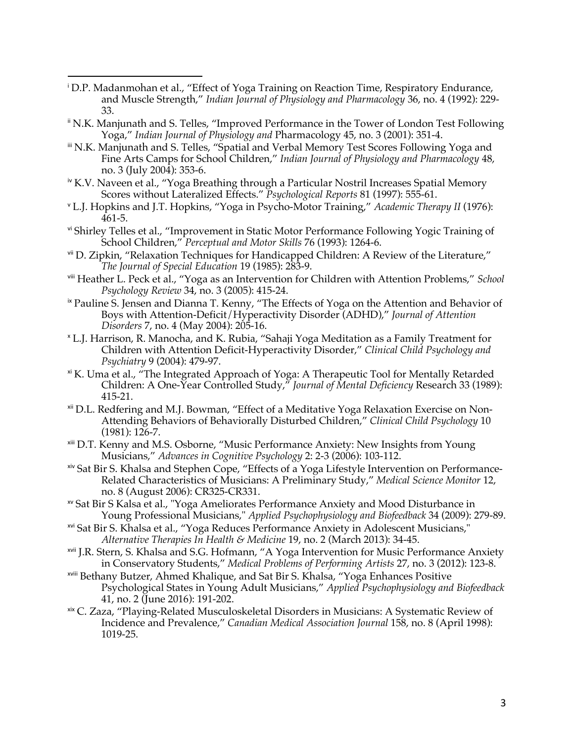[i] D.P. Madanmohan et al., "Effect of Yoga Training on Reaction Time, Respiratory Endurance, and Muscle Strength," *Indian Journal of Physiology and Pharmacology* 36, no. 4 (1992): 229-33.

[ii] N.K. Manjunath and S. Telles, "Improved Performance in the Tower of London Test Following Yoga," *Indian Journal of Physiology and* Pharmacology 45, no. 3 (2001): 351-4.

[iii] N.K. Manjunath and S. Telles, "Spatial and Verbal Memory Test Scores Following Yoga and Fine Arts Camps for School Children," *Indian Journal of Physiology and Pharmacology* 48, no. 3 (July 2004): 353-6.

[iv] K.V. Naveen et al., "Yoga Breathing through a Particular Nostril Increases Spatial Memory Scores without Lateralized Effects." *Psychological Reports* 81 (1997): 555-61.

[v] L.J. Hopkins and J.T. Hopkins, "Yoga in Psycho-Motor Training," *Academic Therapy II* (1976): 461-5.

[vi] Shirley Telles et al., "Improvement in Static Motor Performance Following Yogic Training of School Children," *Perceptual and Motor Skills* 76 (1993): 1264-6.

[vii] D. Zipkin, "Relaxation Techniques for Handicapped Children: A Review of the Literature," *The Journal of Special Education* 19 (1985): 283-9.

[viii] Heather L. Peck et al., "Yoga as an Intervention for Children with Attention Problems," *School Psychology Review* 34, no. 3 (2005): 415-24.

[ix] Pauline S. Jensen and Dianna T. Kenny, "The Effects of Yoga on the Attention and Behavior of Boys with Attention-Deficit/Hyperactivity Disorder (ADHD)," *Journal of Attention Disorders* 7, no. 4 (May 2004): 205-16.

[x] L.J. Harrison, R. Manocha, and K. Rubia, "Sahaji Yoga Meditation as a Family Treatment for Children with Attention Deficit-Hyperactivity Disorder," *Clinical Child Psychology and Psychiatry* 9 (2004): 479-97.

[xi] K. Uma et al., "The Integrated Approach of Yoga: A Therapeutic Tool for Mentally Retarded Children: A One-Year Controlled Study," *Journal of Mental Deficiency* Research 33 (1989): 415-21.

[xii] D.L. Redfering and M.J. Bowman, "Effect of a Meditative Yoga Relaxation Exercise on Non-Attending Behaviors of Behaviorally Disturbed Children," *Clinical Child Psychology* 10 (1981): 126-7.

[xiii] D.T. Kenny and M.S. Osborne, "Music Performance Anxiety: New Insights from Young Musicians," *Advances in Cognitive Psychology* 2: 2-3 (2006): 103-112.

[xiv] Sat Bir S. Khalsa and Stephen Cope, "Effects of a Yoga Lifestyle Intervention on Performance-Related Characteristics of Musicians: A Preliminary Study," *Medical Science Monitor* 12, no. 8 (August 2006): CR325-CR331.

[xv] Sat Bir S Kalsa et al., "Yoga Ameliorates Performance Anxiety and Mood Disturbance in Young Professional Musicians," *Applied Psychophysiology and Biofeedback* 34 (2009): 279-89.

[xvi] Sat Bir S. Khalsa et al., "Yoga Reduces Performance Anxiety in Adolescent Musicians," *Alternative Therapies In Health & Medicine* 19, no. 2 (March 2013): 34-45.

[xvii] J.R. Stern, S. Khalsa and S.G. Hofmann, "A Yoga Intervention for Music Performance Anxiety in Conservatory Students," *Medical Problems of Performing Artists* 27, no. 3 (2012): 123-8.

[xviii] Bethany Butzer, Ahmed Khalique, and Sat Bir S. Khalsa, "Yoga Enhances Positive Psychological States in Young Adult Musicians," *Applied Psychophysiology and Biofeedback* 41, no. 2 (June 2016): 191-202.

[xix] C. Zaza, "Playing-Related Musculoskeletal Disorders in Musicians: A Systematic Review of Incidence and Prevalence," *Canadian Medical Association Journal* 158, no. 8 (April 1998): 1019-25.